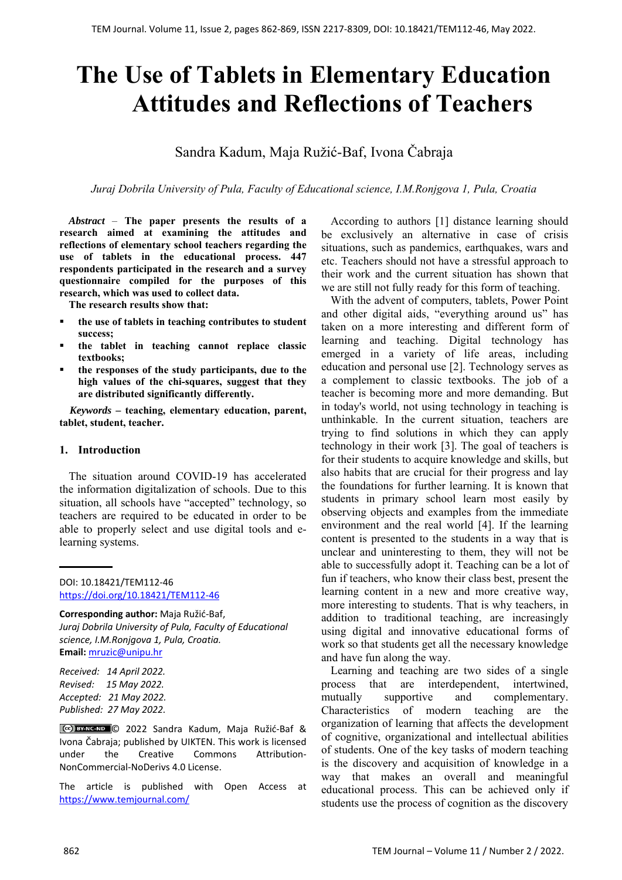# The Use of Tablets in Elementary Education Attitudes and Reflections of Teachers

Sandra Kadum, Maja Ružić-Baf, Ivona Čabraja

*Juraj Dobrila University of Pula, Faculty of Educational science, I.M.Ronjgova 1, Pula, Croatia*

***Abstract*** – **The paper presents the results of a research aimed at examining the attitudes and reflections of elementary school teachers regarding the use of tablets in the educational process. 447 respondents participated in the research and a survey questionnaire compiled for the purposes of this research, which was used to collect data.**

**The research results show that:**

- **the use of tablets in teaching contributes to student success;**
- **the tablet in teaching cannot replace classic textbooks;**
- **the responses of the study participants, due to the high values of the chi-squares, suggest that they are distributed significantly differently.**

***Keywords*** **– teaching, elementary education, parent, tablet, student, teacher.**

DOI: 10.18421/TEM112-46
https://doi.org/10.18421/TEM112-46

**Corresponding author:** Maja Ružić-Baf,
*Juraj Dobrila University of Pula, Faculty of Educational science, I.M.Ronjgova 1, Pula, Croatia.*
**Email:** mruzic@unipu.hr

*Received: 14 April 2022.*
*Revised: 15 May 2022.*
*Accepted: 21 May 2022.*
*Published: 27 May 2022.*

© 2022 Sandra Kadum, Maja Ružić-Baf & Ivona Čabraja; published by UIKTEN. This work is licensed under the Creative Commons Attribution-NonCommercial-NoDerivs 4.0 License.

The article is published with Open Access at https://www.temjournal.com/

## 1. Introduction

The situation around COVID-19 has accelerated the information digitalization of schools. Due to this situation, all schools have "accepted" technology, so teachers are required to be educated in order to be able to properly select and use digital tools and e-learning systems.

According to authors [1] distance learning should be exclusively an alternative in case of crisis situations, such as pandemics, earthquakes, wars and etc. Teachers should not have a stressful approach to their work and the current situation has shown that we are still not fully ready for this form of teaching.

With the advent of computers, tablets, Power Point and other digital aids, "everything around us" has taken on a more interesting and different form of learning and teaching. Digital technology has emerged in a variety of life areas, including education and personal use [2]. Technology serves as a complement to classic textbooks. The job of a teacher is becoming more and more demanding. But in today's world, not using technology in teaching is unthinkable. In the current situation, teachers are trying to find solutions in which they can apply technology in their work [3]. The goal of teachers is for their students to acquire knowledge and skills, but also habits that are crucial for their progress and lay the foundations for further learning. It is known that students in primary school learn most easily by observing objects and examples from the immediate environment and the real world [4]. If the learning content is presented to the students in a way that is unclear and uninteresting to them, they will not be able to successfully adopt it. Teaching can be a lot of fun if teachers, who know their class best, present the learning content in a new and more creative way, more interesting to students. That is why teachers, in addition to traditional teaching, are increasingly using digital and innovative educational forms of work so that students get all the necessary knowledge and have fun along the way.

Learning and teaching are two sides of a single process that are interdependent, intertwined, mutually supportive and complementary. Characteristics of modern teaching are the organization of learning that affects the development of cognitive, organizational and intellectual abilities of students. One of the key tasks of modern teaching is the discovery and acquisition of knowledge in a way that makes an overall and meaningful educational process. This can be achieved only if students use the process of cognition as the discovery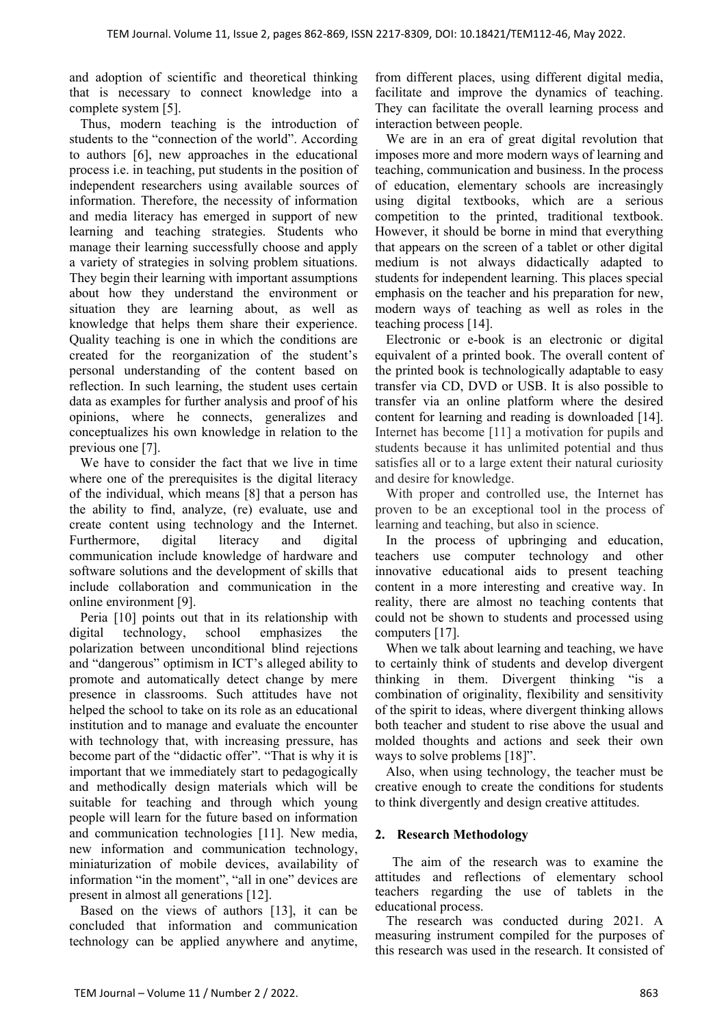and adoption of scientific and theoretical thinking that is necessary to connect knowledge into a complete system [5].

Thus, modern teaching is the introduction of students to the "connection of the world". According to authors [6], new approaches in the educational process i.e. in teaching, put students in the position of independent researchers using available sources of information. Therefore, the necessity of information and media literacy has emerged in support of new learning and teaching strategies. Students who manage their learning successfully choose and apply a variety of strategies in solving problem situations. They begin their learning with important assumptions about how they understand the environment or situation they are learning about, as well as knowledge that helps them share their experience. Quality teaching is one in which the conditions are created for the reorganization of the student's personal understanding of the content based on reflection. In such learning, the student uses certain data as examples for further analysis and proof of his opinions, where he connects, generalizes and conceptualizes his own knowledge in relation to the previous one [7].

We have to consider the fact that we live in time where one of the prerequisites is the digital literacy of the individual, which means [8] that a person has the ability to find, analyze, (re) evaluate, use and create content using technology and the Internet. Furthermore, digital literacy and digital communication include knowledge of hardware and software solutions and the development of skills that include collaboration and communication in the online environment [9].

Peria [10] points out that in its relationship with digital technology, school emphasizes the polarization between unconditional blind rejections and "dangerous" optimism in ICT's alleged ability to promote and automatically detect change by mere presence in classrooms. Such attitudes have not helped the school to take on its role as an educational institution and to manage and evaluate the encounter with technology that, with increasing pressure, has become part of the "didactic offer". "That is why it is important that we immediately start to pedagogically and methodically design materials which will be suitable for teaching and through which young people will learn for the future based on information and communication technologies [11]. New media, new information and communication technology, miniaturization of mobile devices, availability of information "in the moment", "all in one" devices are present in almost all generations [12].

Based on the views of authors [13], it can be concluded that information and communication technology can be applied anywhere and anytime, from different places, using different digital media, facilitate and improve the dynamics of teaching. They can facilitate the overall learning process and interaction between people.

We are in an era of great digital revolution that imposes more and more modern ways of learning and teaching, communication and business. In the process of education, elementary schools are increasingly using digital textbooks, which are a serious competition to the printed, traditional textbook. However, it should be borne in mind that everything that appears on the screen of a tablet or other digital medium is not always didactically adapted to students for independent learning. This places special emphasis on the teacher and his preparation for new, modern ways of teaching as well as roles in the teaching process [14].

Electronic or e-book is an electronic or digital equivalent of a printed book. The overall content of the printed book is technologically adaptable to easy transfer via CD, DVD or USB. It is also possible to transfer via an online platform where the desired content for learning and reading is downloaded [14]. Internet has become [11] a motivation for pupils and students because it has unlimited potential and thus satisfies all or to a large extent their natural curiosity and desire for knowledge.

With proper and controlled use, the Internet has proven to be an exceptional tool in the process of learning and teaching, but also in science.

In the process of upbringing and education, teachers use computer technology and other innovative educational aids to present teaching content in a more interesting and creative way. In reality, there are almost no teaching contents that could not be shown to students and processed using computers [17].

When we talk about learning and teaching, we have to certainly think of students and develop divergent thinking in them. Divergent thinking "is a combination of originality, flexibility and sensitivity of the spirit to ideas, where divergent thinking allows both teacher and student to rise above the usual and molded thoughts and actions and seek their own ways to solve problems [18]".

Also, when using technology, the teacher must be creative enough to create the conditions for students to think divergently and design creative attitudes.

## 2. Research Methodology

The aim of the research was to examine the attitudes and reflections of elementary school teachers regarding the use of tablets in the educational process.

The research was conducted during 2021. A measuring instrument compiled for the purposes of this research was used in the research. It consisted of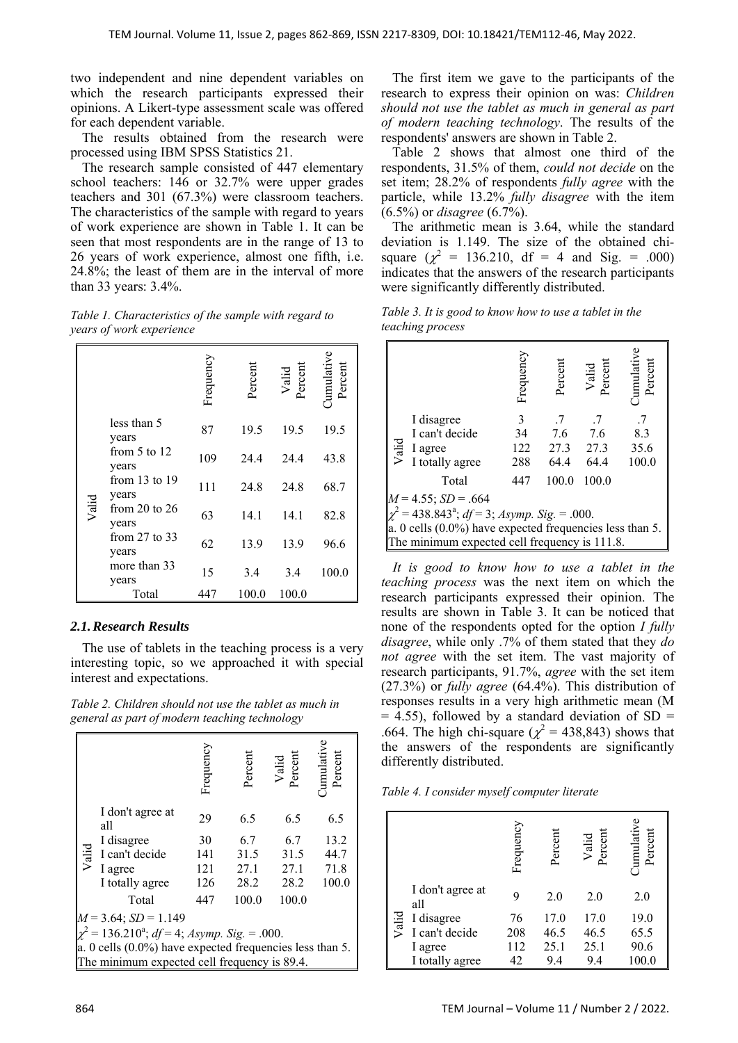two independent and nine dependent variables on which the research participants expressed their opinions. A Likert-type assessment scale was offered for each dependent variable.

The results obtained from the research were processed using IBM SPSS Statistics 21.

The research sample consisted of 447 elementary school teachers: 146 or 32.7% were upper grades teachers and 301 (67.3%) were classroom teachers. The characteristics of the sample with regard to years of work experience are shown in Table 1. It can be seen that most respondents are in the range of 13 to 26 years of work experience, almost one fifth, i.e. 24.8%; the least of them are in the interval of more than 33 years: 3.4%.

*Table 1. Characteristics of the sample with regard to years of work experience*

| | | Frequency | Percent | Valid Percent | Cumulative Percent |
|---|---|---|---|---|---|
| Valid | less than 5 years | 87 | 19.5 | 19.5 | 19.5 |
| | from 5 to 12 years | 109 | 24.4 | 24.4 | 43.8 |
| | from 13 to 19 years | 111 | 24.8 | 24.8 | 68.7 |
| | from 20 to 26 years | 63 | 14.1 | 14.1 | 82.8 |
| | from 27 to 33 years | 62 | 13.9 | 13.9 | 96.6 |
| | more than 33 years | 15 | 3.4 | 3.4 | 100.0 |
| | Total | 447 | 100.0 | 100.0 | |

### *2.1. Research Results*

The use of tablets in the teaching process is a very interesting topic, so we approached it with special interest and expectations.

*Table 2. Children should not use the tablet as much in general as part of modern teaching technology*

| | | Frequency | Percent | Valid Percent | Cumulative Percent |
|---|---|---|---|---|---|
| Valid | I don't agree at all | 29 | 6.5 | 6.5 | 6.5 |
| | I disagree | 30 | 6.7 | 6.7 | 13.2 |
| | I can't decide | 141 | 31.5 | 31.5 | 44.7 |
| | I agree | 121 | 27.1 | 27.1 | 71.8 |
| | I totally agree | 126 | 28.2 | 28.2 | 100.0 |
| | Total | 447 | 100.0 | 100.0 | |

$M = 3.64$; $SD = 1.149$
$\chi^2 = 136.210^a$; $df = 4$; *Asymp. Sig.* = .000.
a. 0 cells (0.0%) have expected frequencies less than 5. The minimum expected cell frequency is 89.4.

The first item we gave to the participants of the research to express their opinion on was: *Children should not use the tablet as much in general as part of modern teaching technology*. The results of the respondents' answers are shown in Table 2.

Table 2 shows that almost one third of the respondents, 31.5% of them, *could not decide* on the set item; 28.2% of respondents *fully agree* with the particle, while 13.2% *fully disagree* with the item (6.5%) or *disagree* (6.7%).

The arithmetic mean is 3.64, while the standard deviation is 1.149. The size of the obtained chi-square ($\chi^2$ = 136.210, df = 4 and Sig. = .000) indicates that the answers of the research participants were significantly differently distributed.

*Table 3. It is good to know how to use a tablet in the teaching process*

| | | Frequency | Percent | Valid Percent | Cumulative Percent |
|---|---|---|---|---|---|
| Valid | I disagree | 3 | .7 | .7 | .7 |
| | I can't decide | 34 | 7.6 | 7.6 | 8.3 |
| | I agree | 122 | 27.3 | 27.3 | 35.6 |
| | I totally agree | 288 | 64.4 | 64.4 | 100.0 |
| | Total | 447 | 100.0 | 100.0 | |

$M = 4.55$; $SD = .664$
$\chi^2 = 438.843^a$; $df = 3$; *Asymp. Sig.* = .000.
a. 0 cells (0.0%) have expected frequencies less than 5. The minimum expected cell frequency is 111.8.

*It is good to know how to use a tablet in the teaching process* was the next item on which the research participants expressed their opinion. The results are shown in Table 3. It can be noticed that none of the respondents opted for the option *I fully disagree*, while only .7% of them stated that they *do not agree* with the set item. The vast majority of research participants, 91.7%, *agree* with the set item (27.3%) or *fully agree* (64.4%). This distribution of responses results in a very high arithmetic mean (M = 4.55), followed by a standard deviation of SD = .664. The high chi-square ($\chi^2$ = 438,843) shows that the answers of the respondents are significantly differently distributed.

*Table 4. I consider myself computer literate*

| | | Frequency | Percent | Valid Percent | Cumulative Percent |
|---|---|---|---|---|---|
| Valid | I don't agree at all | 9 | 2.0 | 2.0 | 2.0 |
| | I disagree | 76 | 17.0 | 17.0 | 19.0 |
| | I can't decide | 208 | 46.5 | 46.5 | 65.5 |
| | I agree | 112 | 25.1 | 25.1 | 90.6 |
| | I totally agree | 42 | 9.4 | 9.4 | 100.0 |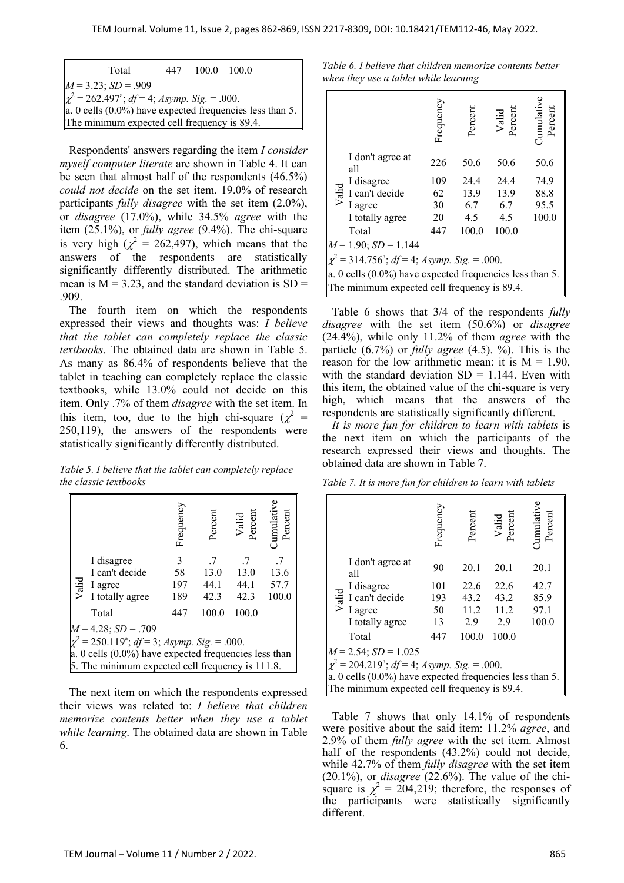| | Total | 447 | 100.0 | 100.0 | |
|---|---|---|---|---|---|

$M$ = 3.23; $SD$ = .909

$\chi^2$ = 262.497[a]; $df$ = 4; *Asymp. Sig.* = .000.

a. 0 cells (0.0%) have expected frequencies less than 5. The minimum expected cell frequency is 89.4.

Respondents' answers regarding the item *I consider myself computer literate* are shown in Table 4. It can be seen that almost half of the respondents (46.5%) *could not decide* on the set item. 19.0% of research participants *fully disagree* with the set item (2.0%), or *disagree* (17.0%), while 34.5% *agree* with the item (25.1%), or *fully agree* (9.4%). The chi-square is very high ($\chi^2$ = 262,497), which means that the answers of the respondents are statistically significantly differently distributed. The arithmetic mean is M = 3.23, and the standard deviation is SD = .909.

The fourth item on which the respondents expressed their views and thoughts was: *I believe that the tablet can completely replace the classic textbooks*. The obtained data are shown in Table 5. As many as 86.4% of respondents believe that the tablet in teaching can completely replace the classic textbooks, while 13.0% could not decide on this item. Only .7% of them *disagree* with the set item. In this item, too, due to the high chi-square ($\chi^2$ = 250,119), the answers of the respondents were statistically significantly differently distributed.

*Table 5. I believe that the tablet can completely replace the classic textbooks*

| | | Frequency | Percent | Valid Percent | Cumulative Percent |
|---|---|---|---|---|---|
| Valid | I disagree | 3 | .7 | .7 | .7 |
| | I can't decide | 58 | 13.0 | 13.0 | 13.6 |
| | I agree | 197 | 44.1 | 44.1 | 57.7 |
| | I totally agree | 189 | 42.3 | 42.3 | 100.0 |
| | Total | 447 | 100.0 | 100.0 | |

$M$ = 4.28; $SD$ = .709

$\chi^2$ = 250.119[a]; $df$ = 3; *Asymp. Sig.* = .000.

a. 0 cells (0.0%) have expected frequencies less than 5. The minimum expected cell frequency is 111.8.

The next item on which the respondents expressed their views was related to: *I believe that children memorize contents better when they use a tablet while learning*. The obtained data are shown in Table 6.

*Table 6. I believe that children memorize contents better when they use a tablet while learning*

| | | Frequency | Percent | Valid Percent | Cumulative Percent |
|---|---|---|---|---|---|
| Valid | I don't agree at all | 226 | 50.6 | 50.6 | 50.6 |
| | I disagree | 109 | 24.4 | 24.4 | 74.9 |
| | I can't decide | 62 | 13.9 | 13.9 | 88.8 |
| | I agree | 30 | 6.7 | 6.7 | 95.5 |
| | I totally agree | 20 | 4.5 | 4.5 | 100.0 |
| | Total | 447 | 100.0 | 100.0 | |

$M$ = 1.90; $SD$ = 1.144

$\chi^2$ = 314.756[a]; $df$ = 4; *Asymp. Sig.* = .000.

a. 0 cells (0.0%) have expected frequencies less than 5. The minimum expected cell frequency is 89.4.

Table 6 shows that 3/4 of the respondents *fully disagree* with the set item (50.6%) or *disagree* (24.4%), while only 11.2% of them *agree* with the particle (6.7%) or *fully agree* (4.5). %). This is the reason for the low arithmetic mean: it is M = 1.90, with the standard deviation SD = 1.144. Even with this item, the obtained value of the chi-square is very high, which means that the answers of the respondents are statistically significantly different.

*It is more fun for children to learn with tablets* is the next item on which the participants of the research expressed their views and thoughts. The obtained data are shown in Table 7.

*Table 7. It is more fun for children to learn with tablets*

| | | Frequency | Percent | Valid Percent | Cumulative Percent |
|---|---|---|---|---|---|
| Valid | I don't agree at all | 90 | 20.1 | 20.1 | 20.1 |
| | I disagree | 101 | 22.6 | 22.6 | 42.7 |
| | I can't decide | 193 | 43.2 | 43.2 | 85.9 |
| | I agree | 50 | 11.2 | 11.2 | 97.1 |
| | I totally agree | 13 | 2.9 | 2.9 | 100.0 |
| | Total | 447 | 100.0 | 100.0 | |

$M$ = 2.54; $SD$ = 1.025

$\chi^2$ = 204.219[a]; $df$ = 4; *Asymp. Sig.* = .000.

a. 0 cells (0.0%) have expected frequencies less than 5. The minimum expected cell frequency is 89.4.

Table 7 shows that only 14.1% of respondents were positive about the said item: 11.2% *agree*, and 2.9% of them *fully agree* with the set item. Almost half of the respondents (43.2%) could not decide, while 42.7% of them *fully disagree* with the set item (20.1%), or *disagree* (22.6%). The value of the chi-square is $\chi^2$ = 204,219; therefore, the responses of the participants were statistically significantly different.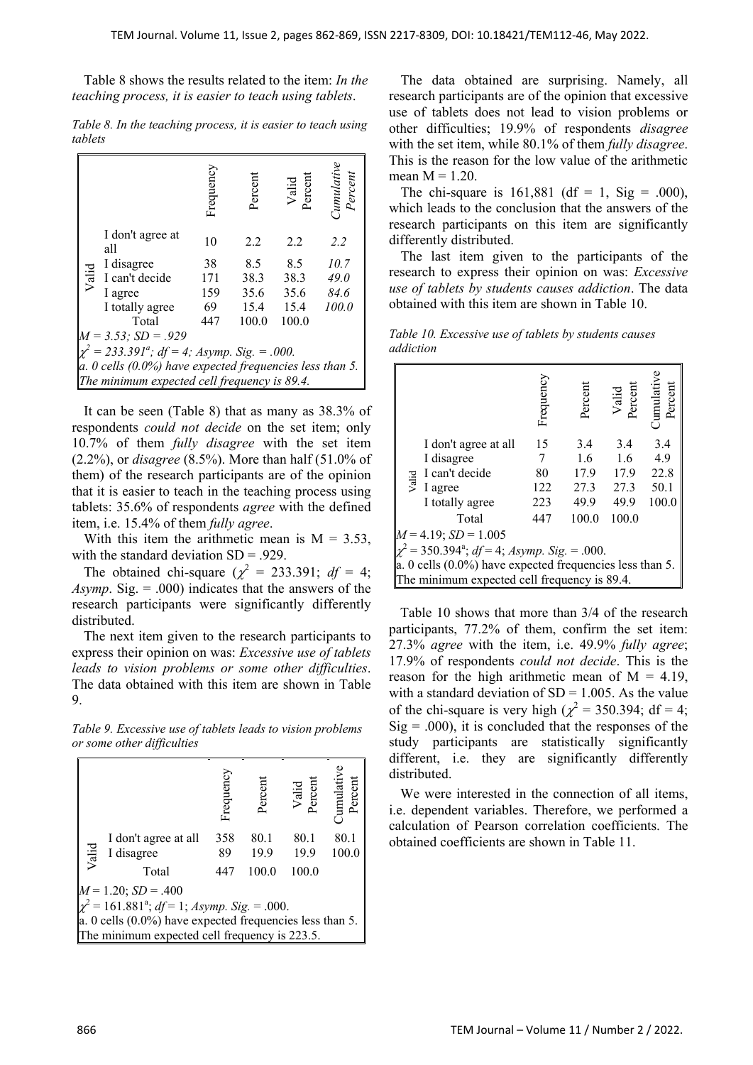Table 8 shows the results related to the item: *In the teaching process, it is easier to teach using tablets*.

*Table 8. In the teaching process, it is easier to teach using tablets*

| | | Frequency | Percent | Valid Percent | *Cumulative Percent* |
|---|---|---|---|---|---|
| Valid | I don't agree at all | 10 | 2.2 | 2.2 | *2.2* |
| | I disagree | 38 | 8.5 | 8.5 | *10.7* |
| | I can't decide | 171 | 38.3 | 38.3 | *49.0* |
| | I agree | 159 | 35.6 | 35.6 | *84.6* |
| | I totally agree | 69 | 15.4 | 15.4 | *100.0* |
| | Total | 447 | 100.0 | 100.0 | |

*M = 3.53; SD = .929*
$\chi^2$ *= 233.391*[a]*; df = 4; Asymp. Sig. = .000.*
*a. 0 cells (0.0%) have expected frequencies less than 5. The minimum expected cell frequency is 89.4.*

It can be seen (Table 8) that as many as 38.3% of respondents *could not decide* on the set item; only 10.7% of them *fully disagree* with the set item (2.2%), or *disagree* (8.5%). More than half (51.0% of them) of the research participants are of the opinion that it is easier to teach in the teaching process using tablets: 35.6% of respondents *agree* with the defined item, i.e. 15.4% of them *fully agree*.

With this item the arithmetic mean is M = 3.53, with the standard deviation SD = .929.

The obtained chi-square ($\chi^2$ = 233.391; *df* = 4; *Asymp*. Sig. = .000) indicates that the answers of the research participants were significantly differently distributed.

The next item given to the research participants to express their opinion on was: *Excessive use of tablets leads to vision problems or some other difficulties*. The data obtained with this item are shown in Table 9.

*Table 9. Excessive use of tablets leads to vision problems or some other difficulties*

| | | Frequency | Percent | Valid Percent | Cumulative Percent |
|---|---|---|---|---|---|
| Valid | I don't agree at all | 358 | 80.1 | 80.1 | 80.1 |
| | I disagree | 89 | 19.9 | 19.9 | 100.0 |
| | Total | 447 | 100.0 | 100.0 | |

*M* = 1.20; *SD* = .400
$\chi^2$ = 161.881[a]; *df* = 1; *Asymp. Sig.* = .000.
a. 0 cells (0.0%) have expected frequencies less than 5. The minimum expected cell frequency is 223.5.

The data obtained are surprising. Namely, all research participants are of the opinion that excessive use of tablets does not lead to vision problems or other difficulties; 19.9% of respondents *disagree* with the set item, while 80.1% of them *fully disagree*. This is the reason for the low value of the arithmetic mean M = 1.20.

The chi-square is 161,881 (df = 1, Sig = .000), which leads to the conclusion that the answers of the research participants on this item are significantly differently distributed.

The last item given to the participants of the research to express their opinion on was: *Excessive use of tablets by students causes addiction*. The data obtained with this item are shown in Table 10.

*Table 10. Excessive use of tablets by students causes addiction*

| | | Frequency | Percent | Valid Percent | Cumulative Percent |
|---|---|---|---|---|---|
| Valid | I don't agree at all | 15 | 3.4 | 3.4 | 3.4 |
| | I disagree | 7 | 1.6 | 1.6 | 4.9 |
| | I can't decide | 80 | 17.9 | 17.9 | 22.8 |
| | I agree | 122 | 27.3 | 27.3 | 50.1 |
| | I totally agree | 223 | 49.9 | 49.9 | 100.0 |
| | Total | 447 | 100.0 | 100.0 | |

*M* = 4.19; *SD* = 1.005
$\chi^2$ = 350.394[a]; *df* = 4; *Asymp. Sig.* = .000.
a. 0 cells (0.0%) have expected frequencies less than 5. The minimum expected cell frequency is 89.4.

Table 10 shows that more than 3/4 of the research participants, 77.2% of them, confirm the set item: 27.3% *agree* with the item, i.e. 49.9% *fully agree*; 17.9% of respondents *could not decide*. This is the reason for the high arithmetic mean of M = 4.19, with a standard deviation of SD = 1.005. As the value of the chi-square is very high ($\chi^2$ = 350.394; df = 4; Sig = .000), it is concluded that the responses of the study participants are statistically significantly different, i.e. they are significantly differently distributed.

We were interested in the connection of all items, i.e. dependent variables. Therefore, we performed a calculation of Pearson correlation coefficients. The obtained coefficients are shown in Table 11.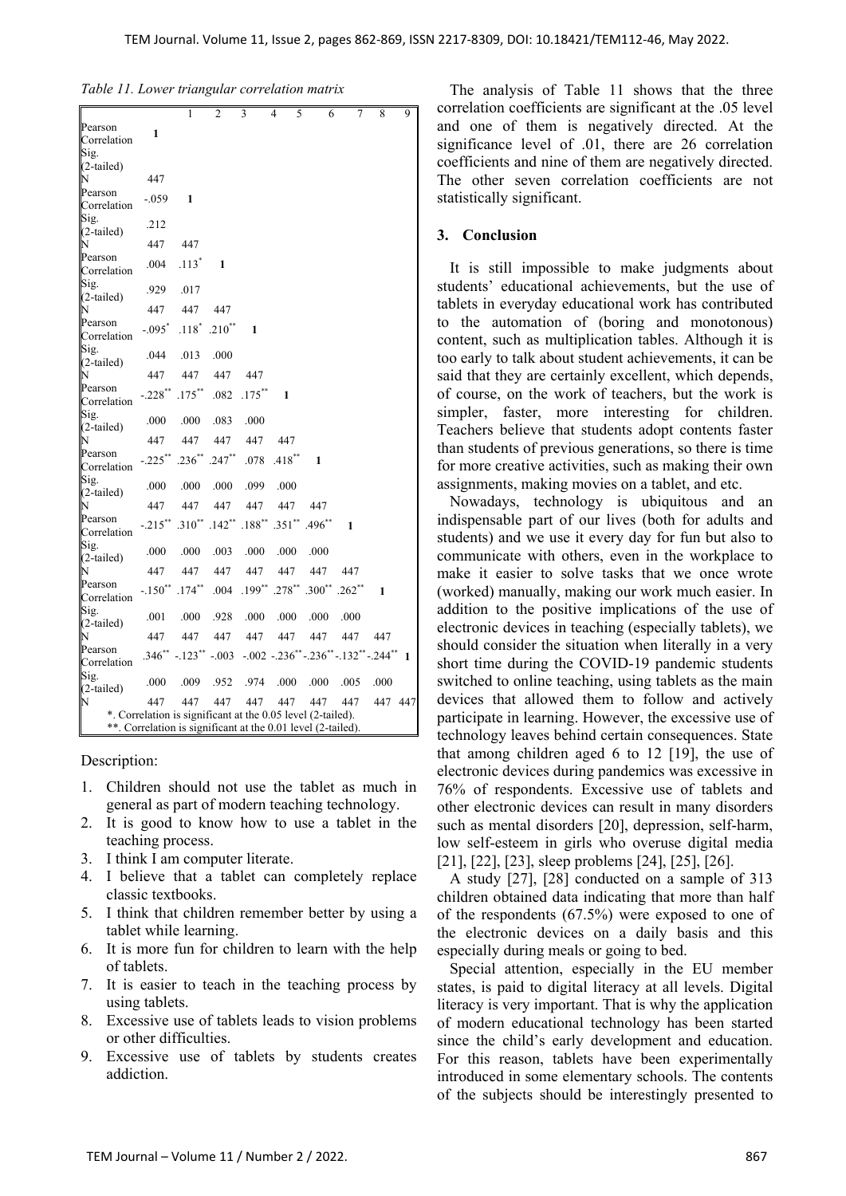*Table 11. Lower triangular correlation matrix*

| | | 1 | 2 | 3 | 4 | 5 | 6 | 7 | 8 | 9 |
|---|---|---|---|---|---|---|---|---|---|---|
| 1 | Pearson Correlation | 1 | | | | | | | | |
| | Sig. (2-tailed) | | | | | | | | | |
| | N | 447 | | | | | | | | |
| 2 | Pearson Correlation | -.059 | 1 | | | | | | | |
| | Sig. (2-tailed) | .212 | | | | | | | | |
| | N | 447 | 447 | | | | | | | |
| 3 | Pearson Correlation | .004 | .113* | 1 | | | | | | |
| | Sig. (2-tailed) | .929 | .017 | | | | | | | |
| | N | 447 | 447 | 447 | | | | | | |
| 4 | Pearson Correlation | -.095* | .118* | .210** | 1 | | | | | |
| | Sig. (2-tailed) | .044 | .013 | .000 | | | | | | |
| | N | 447 | 447 | 447 | 447 | | | | | |
| 5 | Pearson Correlation | -.228** | .175** | .082 | .175** | 1 | | | | |
| | Sig. (2-tailed) | .000 | .000 | .083 | .000 | | | | | |
| | N | 447 | 447 | 447 | 447 | 447 | | | | |
| 6 | Pearson Correlation | -.225** | .236** | .247** | .078 | .418** | 1 | | | |
| | Sig. (2-tailed) | .000 | .000 | .000 | .099 | .000 | | | | |
| | N | 447 | 447 | 447 | 447 | 447 | 447 | | | |
| 7 | Pearson Correlation | -.215** | .310** | .142** | .188** | .351** | .496** | 1 | | |
| | Sig. (2-tailed) | .000 | .000 | .003 | .000 | .000 | .000 | | | |
| | N | 447 | 447 | 447 | 447 | 447 | 447 | 447 | | |
| 8 | Pearson Correlation | -.150** | .174** | .004 | .199** | .278** | .300** | .262** | 1 | |
| | Sig. (2-tailed) | .001 | .000 | .928 | .000 | .000 | .000 | .000 | | |
| | N | 447 | 447 | 447 | 447 | 447 | 447 | 447 | 447 | |
| 9 | Pearson Correlation | .346** | -.123** | -.003 | -.002 | -.236** | -.236** | -.132** | -.244** | 1 |
| | Sig. (2-tailed) | .000 | .009 | .952 | .974 | .000 | .000 | .005 | .000 | |
| | N | 447 | 447 | 447 | 447 | 447 | 447 | 447 | 447 | 447 |

*. Correlation is significant at the 0.05 level (2-tailed).
**. Correlation is significant at the 0.01 level (2-tailed).

Description:

1. Children should not use the tablet as much in general as part of modern teaching technology.
2. It is good to know how to use a tablet in the teaching process.
3. I think I am computer literate.
4. I believe that a tablet can completely replace classic textbooks.
5. I think that children remember better by using a tablet while learning.
6. It is more fun for children to learn with the help of tablets.
7. It is easier to teach in the teaching process by using tablets.
8. Excessive use of tablets leads to vision problems or other difficulties.
9. Excessive use of tablets by students creates addiction.

The analysis of Table 11 shows that the three correlation coefficients are significant at the .05 level and one of them is negatively directed. At the significance level of .01, there are 26 correlation coefficients and nine of them are negatively directed. The other seven correlation coefficients are not statistically significant.

## 3. Conclusion

It is still impossible to make judgments about students' educational achievements, but the use of tablets in everyday educational work has contributed to the automation of (boring and monotonous) content, such as multiplication tables. Although it is too early to talk about student achievements, it can be said that they are certainly excellent, which depends, of course, on the work of teachers, but the work is simpler, faster, more interesting for children. Teachers believe that students adopt contents faster than students of previous generations, so there is time for more creative activities, such as making their own assignments, making movies on a tablet, and etc.

Nowadays, technology is ubiquitous and an indispensable part of our lives (both for adults and students) and we use it every day for fun but also to communicate with others, even in the workplace to make it easier to solve tasks that we once wrote (worked) manually, making our work much easier. In addition to the positive implications of the use of electronic devices in teaching (especially tablets), we should consider the situation when literally in a very short time during the COVID-19 pandemic students switched to online teaching, using tablets as the main devices that allowed them to follow and actively participate in learning. However, the excessive use of technology leaves behind certain consequences. State that among children aged 6 to 12 [19], the use of electronic devices during pandemics was excessive in 76% of respondents. Excessive use of tablets and other electronic devices can result in many disorders such as mental disorders [20], depression, self-harm, low self-esteem in girls who overuse digital media [21], [22], [23], sleep problems [24], [25], [26].

A study [27], [28] conducted on a sample of 313 children obtained data indicating that more than half of the respondents (67.5%) were exposed to one of the electronic devices on a daily basis and this especially during meals or going to bed.

Special attention, especially in the EU member states, is paid to digital literacy at all levels. Digital literacy is very important. That is why the application of modern educational technology has been started since the child's early development and education. For this reason, tablets have been experimentally introduced in some elementary schools. The contents of the subjects should be interestingly presented to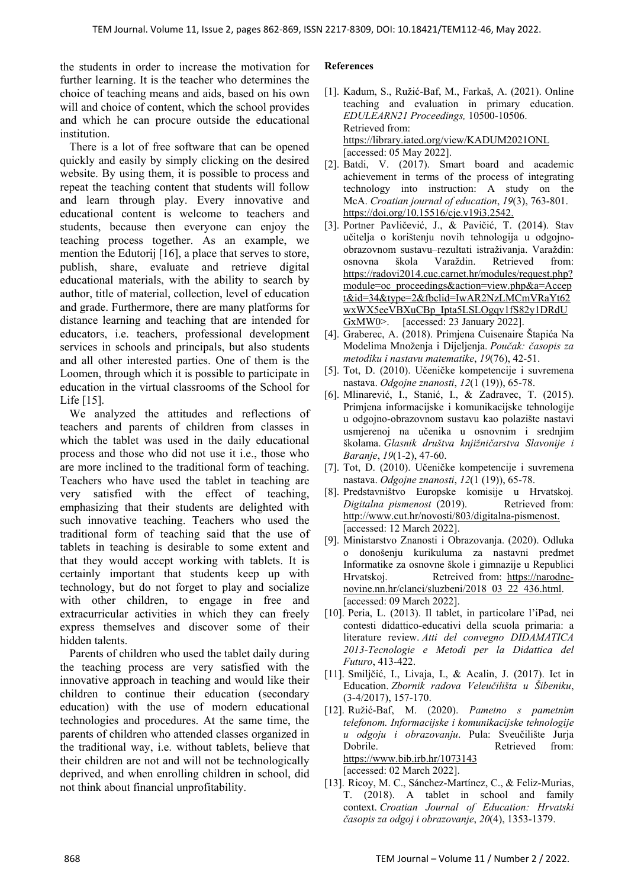the students in order to increase the motivation for further learning. It is the teacher who determines the choice of teaching means and aids, based on his own will and choice of content, which the school provides and which he can procure outside the educational institution.

There is a lot of free software that can be opened quickly and easily by simply clicking on the desired website. By using them, it is possible to process and repeat the teaching content that students will follow and learn through play. Every innovative and educational content is welcome to teachers and students, because then everyone can enjoy the teaching process together. As an example, we mention the Edutorij [16], a place that serves to store, publish, share, evaluate and retrieve digital educational materials, with the ability to search by author, title of material, collection, level of education and grade. Furthermore, there are many platforms for distance learning and teaching that are intended for educators, i.e. teachers, professional development services in schools and principals, but also students and all other interested parties. One of them is the Loomen, through which it is possible to participate in education in the virtual classrooms of the School for Life [15].

We analyzed the attitudes and reflections of teachers and parents of children from classes in which the tablet was used in the daily educational process and those who did not use it i.e., those who are more inclined to the traditional form of teaching. Teachers who have used the tablet in teaching are very satisfied with the effect of teaching, emphasizing that their students are delighted with such innovative teaching. Teachers who used the traditional form of teaching said that the use of tablets in teaching is desirable to some extent and that they would accept working with tablets. It is certainly important that students keep up with technology, but do not forget to play and socialize with other children, to engage in free and extracurricular activities in which they can freely express themselves and discover some of their hidden talents.

Parents of children who used the tablet daily during the teaching process are very satisfied with the innovative approach in teaching and would like their children to continue their education (secondary education) with the use of modern educational technologies and procedures. At the same time, the parents of children who attended classes organized in the traditional way, i.e. without tablets, believe that their children are not and will not be technologically deprived, and when enrolling children in school, did not think about financial unprofitability.

**References**

[1]. Kadum, S., Ružić-Baf, M., Farkaš, A. (2021). Online teaching and evaluation in primary education. *EDULEARN21 Proceedings,* 10500-10506. Retrieved from: https://library.iated.org/view/KADUM2021ONL [accessed: 05 May 2022].

[2]. Batdi, V. (2017). Smart board and academic achievement in terms of the process of integrating technology into instruction: A study on the McA. *Croatian journal of education*, *19*(3), 763-801. https://doi.org/10.15516/cje.v19i3.2542.

[3]. Portner Pavličević, J., & Pavičić, T. (2014). Stav učitelja o korištenju novih tehnologija u odgojno-obrazovnom sustavu–rezultati istraživanja. Varaždin: osnovna škola Varaždin. Retrieved from: https://radovi2014.cuc.carnet.hr/modules/request.php?module=oc_proceedings&action=view.php&a=Accept&id=34&type=2&fbclid=IwAR2NzLMCmVRaYt62wxWX5eeVBXuCBp_Ipta5LSLOgqv1fS82y1DRdUGxMW0>. [accessed: 23 January 2022].

[4]. Graberec, A. (2018). Primjena Cuisenaire Štapića Na Modelima Množenja i Dijeljenja. *Poučak: časopis za metodiku i nastavu matematike*, *19*(76), 42-51.

[5]. Tot, D. (2010). Učeničke kompetencije i suvremena nastava. *Odgojne znanosti*, *12*(1 (19)), 65-78.

[6]. Mlinarević, I., Stanić, I., & Zadravec, T. (2015). Primjena informacijske i komunikacijske tehnologije u odgojno-obrazovnom sustavu kao polazište nastavi usmjerenoj na učenika u osnovnim i srednjim školama. *Glasnik društva knjižničarstva Slavonije i Baranje*, *19*(1-2), 47-60.

[7]. Tot, D. (2010). Učeničke kompetencije i suvremena nastava. *Odgojne znanosti*, *12*(1 (19)), 65-78.

[8]. Predstavništvo Europske komisije u Hrvatskoj. *Digitalna pismenost* (2019). Retrieved from: http://www.cut.hr/novosti/803/digitalna-pismenost. [accessed: 12 March 2022].

[9]. Ministarstvo Znanosti i Obrazovanja. (2020). Odluka o donošenju kurikuluma za nastavni predmet Informatike za osnovne škole i gimnazije u Republici Hrvatskoj. Retreived from: https://narodne-novine.nn.hr/clanci/sluzbeni/2018_03_22_436.html. [accessed: 09 March 2022].

[10]. Peria, L. (2013). Il tablet, in particolare l'iPad, nei contesti didattico-educativi della scuola primaria: a literature review. *Atti del convegno DIDAMATICA 2013-Tecnologie e Metodi per la Didattica del Futuro*, 413-422.

[11]. Smiljčić, I., Livaja, I., & Acalin, J. (2017). Ict in Education. *Zbornik radova Veleučilišta u Šibeniku*, (3-4/2017), 157-170.

[12]. Ružić-Baf, M. (2020). *Pametno s pametnim telefonom. Informacijske i komunikacijske tehnologije u odgoju i obrazovanju*. Pula: Sveučilište Jurja Dobrile. Retrieved from: https://www.bib.irb.hr/1073143 [accessed: 02 March 2022].

[13]. Ricoy, M. C., Sánchez-Martínez, C., & Feliz-Murias, T. (2018). A tablet in school and family context. *Croatian Journal of Education: Hrvatski časopis za odgoj i obrazovanje*, *20*(4), 1353-1379.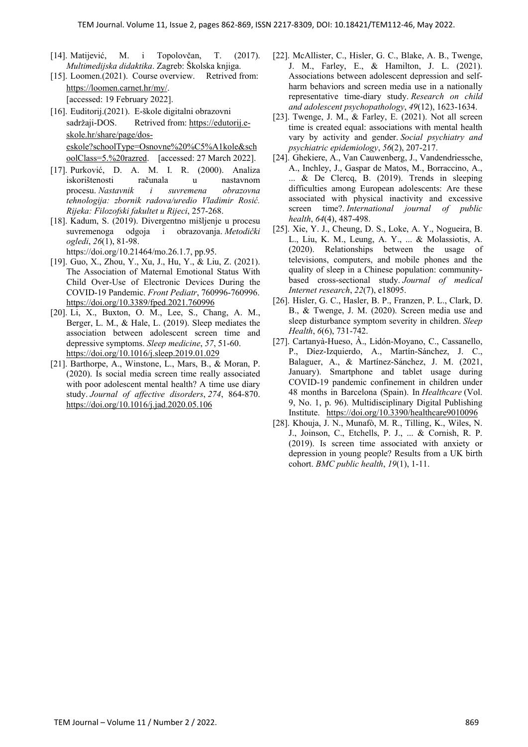[14]. Matijević, M. i Topolovčan, T. (2017). *Multimedijska didaktika*. Zagreb: Školska knjiga.

[15]. Loomen.(2021). Course overview. Retrived from: https://loomen.carnet.hr/my/. [accessed: 19 February 2022].

[16]. Euditorij.(2021). E-škole digitalni obrazovni sadržaji-DOS. Retrived from: https://edutorij.e-skole.hr/share/page/dos-eskole?schoolType=Osnovne%20%C5%A1kole&schoolClass=5.%20razred. [accessed: 27 March 2022].

[17]. Purković, D. A. M. I. R. (2000). Analiza iskorištenosti računala u nastavnom procesu. *Nastavnik i suvremena obrazovna tehnologija: zbornik radova/uredio Vladimir Rosić. Rijeka: Filozofski fakultet u Rijeci*, 257-268.

[18]. Kadum, S. (2019). Divergentno mišljenje u procesu suvremenoga odgoja i obrazovanja. *Metodički ogledi*, *26*(1), 81-98. https://doi.org/10.21464/mo.26.1.7, pp.95.

[19]. Guo, X., Zhou, Y., Xu, J., Hu, Y., & Liu, Z. (2021). The Association of Maternal Emotional Status With Child Over-Use of Electronic Devices During the COVID-19 Pandemic. *Front Pediatr*, 760996-760996. https://doi.org/10.3389/fped.2021.760996

[20]. Li, X., Buxton, O. M., Lee, S., Chang, A. M., Berger, L. M., & Hale, L. (2019). Sleep mediates the association between adolescent screen time and depressive symptoms. *Sleep medicine*, *57*, 51-60. https://doi.org/10.1016/j.sleep.2019.01.029

[21]. Barthorpe, A., Winstone, L., Mars, B., & Moran, P. (2020). Is social media screen time really associated with poor adolescent mental health? A time use diary study. *Journal of affective disorders*, *274*, 864-870. https://doi.org/10.1016/j.jad.2020.05.106

[22]. McAllister, C., Hisler, G. C., Blake, A. B., Twenge, J. M., Farley, E., & Hamilton, J. L. (2021). Associations between adolescent depression and self-harm behaviors and screen media use in a nationally representative time-diary study. *Research on child and adolescent psychopathology*, *49*(12), 1623-1634.

[23]. Twenge, J. M., & Farley, E. (2021). Not all screen time is created equal: associations with mental health vary by activity and gender. *Social psychiatry and psychiatric epidemiology*, *56*(2), 207-217.

[24]. Ghekiere, A., Van Cauwenberg, J., Vandendriessche, A., Inchley, J., Gaspar de Matos, M., Borraccino, A., ... & De Clercq, B. (2019). Trends in sleeping difficulties among European adolescents: Are these associated with physical inactivity and excessive screen time?. *International journal of public health*, *64*(4), 487-498.

[25]. Xie, Y. J., Cheung, D. S., Loke, A. Y., Nogueira, B. L., Liu, K. M., Leung, A. Y., ... & Molassiotis, A. (2020). Relationships between the usage of televisions, computers, and mobile phones and the quality of sleep in a Chinese population: community-based cross-sectional study. *Journal of medical Internet research*, *22*(7), e18095.

[26]. Hisler, G. C., Hasler, B. P., Franzen, P. L., Clark, D. B., & Twenge, J. M. (2020). Screen media use and sleep disturbance symptom severity in children. *Sleep Health*, *6*(6), 731-742.

[27]. Cartanyà-Hueso, À., Lidón-Moyano, C., Cassanello, P., Díez-Izquierdo, A., Martín-Sánchez, J. C., Balaguer, A., & Martínez-Sánchez, J. M. (2021, January). Smartphone and tablet usage during COVID-19 pandemic confinement in children under 48 months in Barcelona (Spain). In *Healthcare* (Vol. 9, No. 1, p. 96). Multidisciplinary Digital Publishing Institute. https://doi.org/10.3390/healthcare9010096

[28]. Khouja, J. N., Munafò, M. R., Tilling, K., Wiles, N. J., Joinson, C., Etchells, P. J., ... & Cornish, R. P. (2019). Is screen time associated with anxiety or depression in young people? Results from a UK birth cohort. *BMC public health*, *19*(1), 1-11.